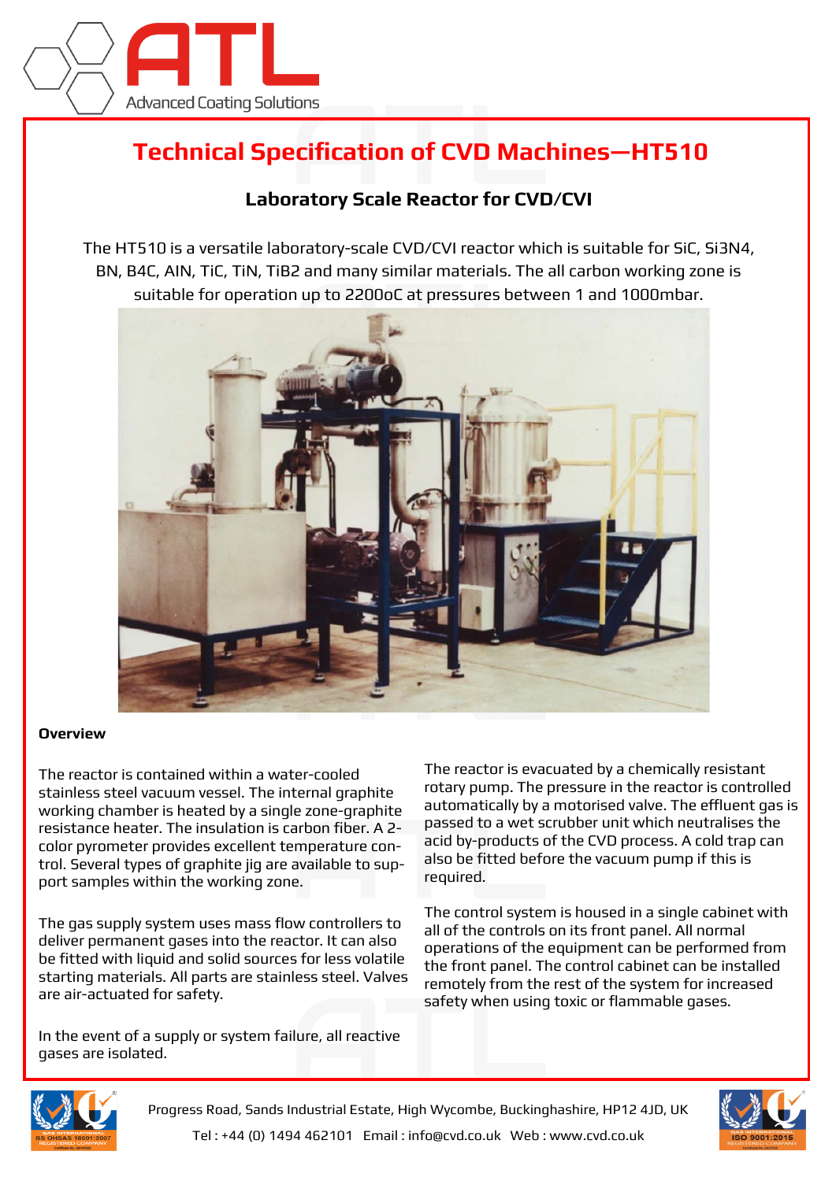# Technical Specification of CVD Machines—HT510

## Laboratory Scale Reactor for CVD/CVI

The HT510 is a versatile laboratory-scale CVD/CVI reactor which is suitable for SiC, $Si_3N_4$, BN, $B_4C$, AlN, TiC, TiN, $TiB_2$ and many similar materials. The all carbon working zone is suitable for operation up to 2200oC at pressures between 1 and 1000mbar.

### Overview

The reactor is contained within a water-cooled stainless steel vacuum vessel. The internal graphite working chamber is heated by a single zone-graphite resistance heater. The insulation is carbon fiber. A 2-color pyrometer provides excellent temperature control. Several types of graphite jig are available to support samples within the working zone.

The gas supply system uses mass flow controllers to deliver permanent gases into the reactor. It can also be fitted with liquid and solid sources for less volatile starting materials. All parts are stainless steel. Valves are air-actuated for safety.

In the event of a supply or system failure, all reactive gases are isolated.

The reactor is evacuated by a chemically resistant rotary pump. The pressure in the reactor is controlled automatically by a motorised valve. The effluent gas is passed to a wet scrubber unit which neutralises the acid by-products of the CVD process. A cold trap can also be fitted before the vacuum pump if this is required.

The control system is housed in a single cabinet with all of the controls on its front panel. All normal operations of the equipment can be performed from the front panel. The control cabinet can be installed remotely from the rest of the system for increased safety when using toxic or flammable gases.

Progress Road, Sands Industrial Estate, High Wycombe, Buckinghashire, HP12 4JD, UK

Tel : +44 (0) 1494 462101 Email : info@cvd.co.uk Web : www.cvd.co.uk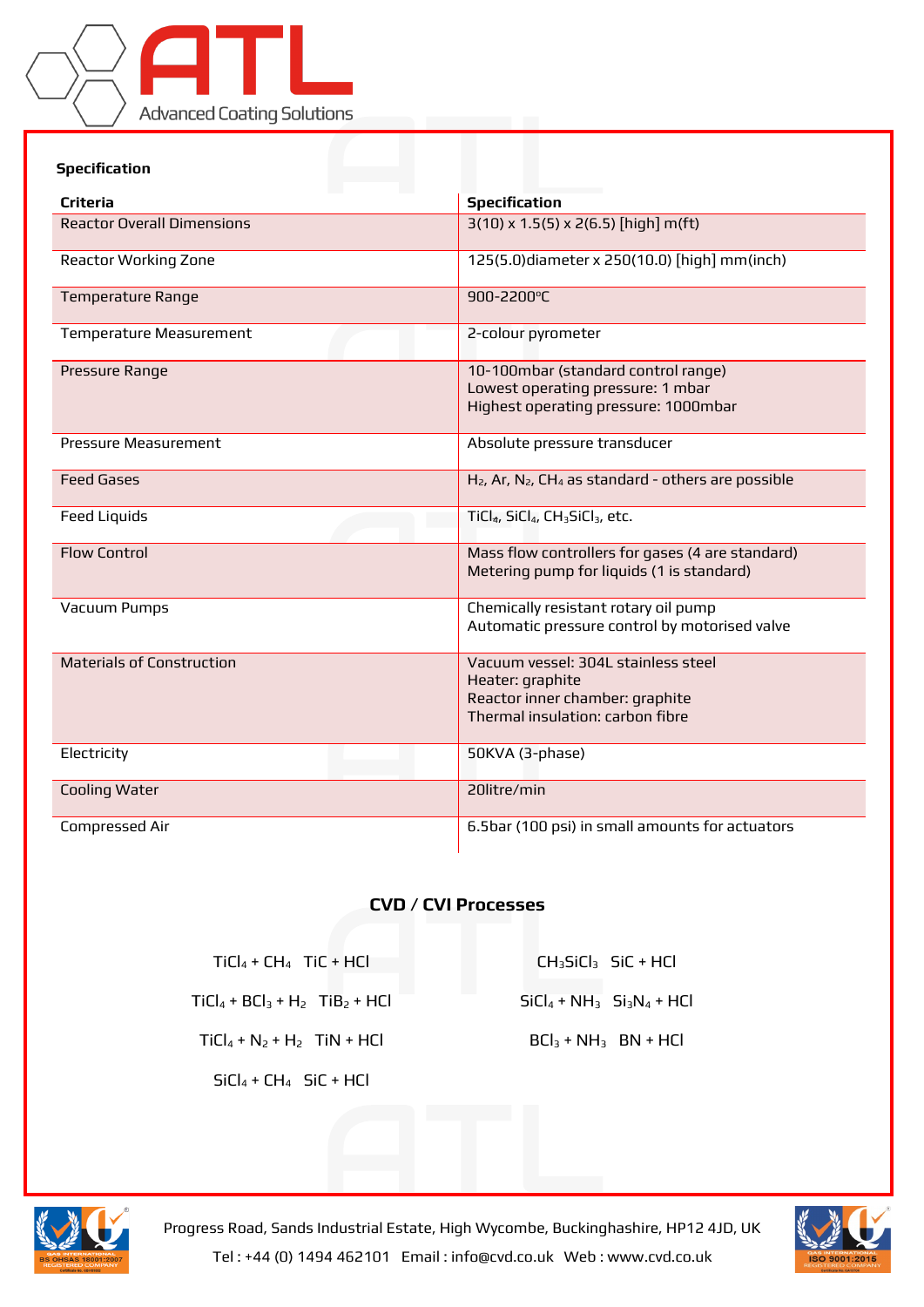## Specification

| Criteria | Specification |
|---|---|
| Reactor Overall Dimensions | 3(10) x 1.5(5) x 2(6.5) [high] m(ft) |
| Reactor Working Zone | 125(5.0)diameter x 250(10.0) [high] mm(inch) |
| Temperature Range | 900-2200ºC |
| Temperature Measurement | 2-colour pyrometer |
| Pressure Range | 10-100mbar (standard control range)<br>Lowest operating pressure: 1 mbar<br>Highest operating pressure: 1000mbar |
| Pressure Measurement | Absolute pressure transducer |
| Feed Gases | $H_2$, Ar, $N_2$, $CH_4$ as standard - others are possible |
| Feed Liquids | $TiCl_4$, $SiCl_4$, $CH_3SiCl_3$, etc. |
| Flow Control | Mass flow controllers for gases (4 are standard)<br>Metering pump for liquids (1 is standard) |
| Vacuum Pumps | Chemically resistant rotary oil pump<br>Automatic pressure control by motorised valve |
| Materials of Construction | Vacuum vessel: 304L stainless steel<br>Heater: graphite<br>Reactor inner chamber: graphite<br>Thermal insulation: carbon fibre |
| Electricity | 50KVA (3-phase) |
| Cooling Water | 20litre/min |
| Compressed Air | 6.5bar (100 psi) in small amounts for actuators |

## CVD / CVI Processes

$TiCl_4 + CH_4 \quad TiC + HCl$

$TiCl_4 + BCl_3 + H_2 \quad TiB_2 + HCl$

$TiCl_4 + N_2 + H_2 \quad TiN + HCl$

$SiCl_4 + CH_4 \quad SiC + HCl$

$CH_3SiCl_3 \quad SiC + HCl$

$SiCl_4 + NH_3 \quad Si_3N_4 + HCl$

$BCl_3 + NH_3 \quad BN + HCl$

Progress Road, Sands Industrial Estate, High Wycombe, Buckinghashire, HP12 4JD, UK

Tel : +44 (0) 1494 462101 Email : info@cvd.co.uk Web : www.cvd.co.uk